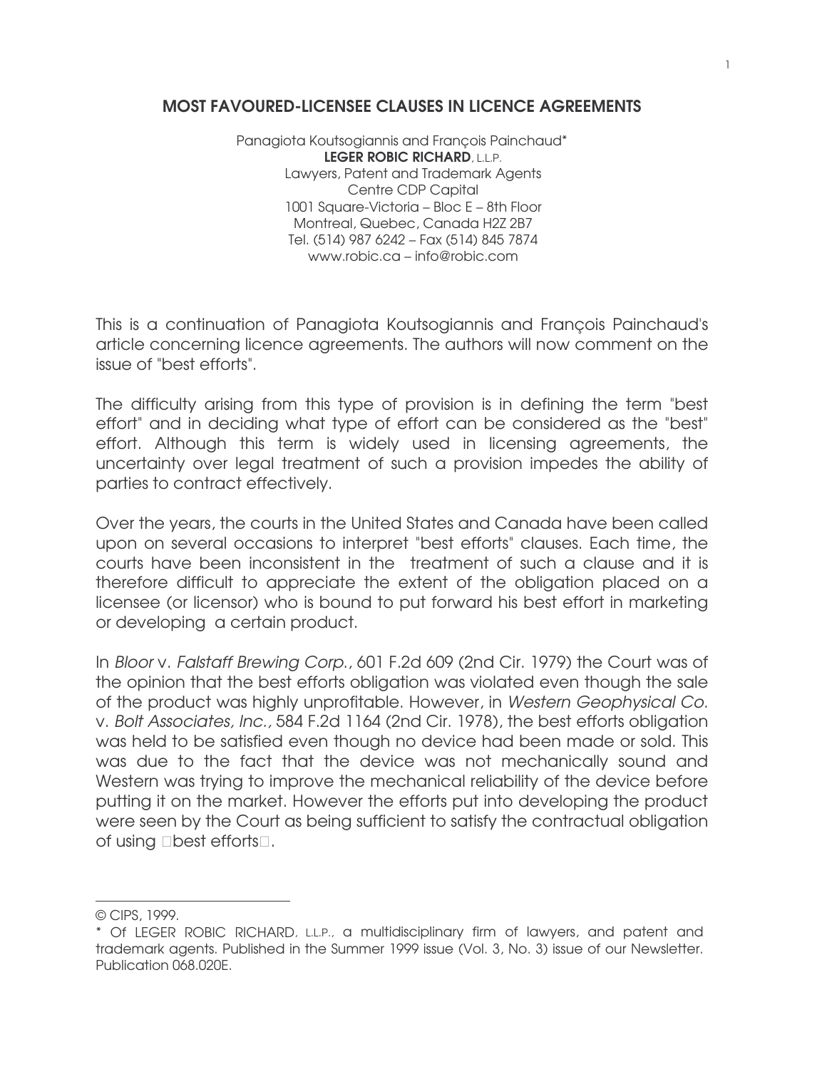## MOST FAVOURED-LICENSEE CLAUSES IN LICENCE AGREEMENTS

Panagiota Koutsogiannis and François Painchaud*
**LEGER ROBIC RICHARD**, L.L.P.
Lawyers, Patent and Trademark Agents
Centre CDP Capital
1001 Square-Victoria – Bloc E – 8th Floor
Montreal, Quebec, Canada H2Z 2B7
Tel. (514) 987 6242 – Fax (514) 845 7874
www.robic.ca – info@robic.com

This is a continuation of Panagiota Koutsogiannis and François Painchaud's article concerning licence agreements. The authors will now comment on the issue of "best efforts".

The difficulty arising from this type of provision is in defining the term "best effort" and in deciding what type of effort can be considered as the "best" effort. Although this term is widely used in licensing agreements, the uncertainty over legal treatment of such a provision impedes the ability of parties to contract effectively.

Over the years, the courts in the United States and Canada have been called upon on several occasions to interpret "best efforts" clauses. Each time, the courts have been inconsistent in the treatment of such a clause and it is therefore difficult to appreciate the extent of the obligation placed on a licensee (or licensor) who is bound to put forward his best effort in marketing or developing a certain product.

In *Bloor* v. *Falstaff Brewing Corp.*, 601 F.2d 609 (2nd Cir. 1979) the Court was of the opinion that the best efforts obligation was violated even though the sale of the product was highly unprofitable. However, in *Western Geophysical Co.* v. *Bolt Associates, Inc.*, 584 F.2d 1164 (2nd Cir. 1978), the best efforts obligation was held to be satisfied even though no device had been made or sold. This was due to the fact that the device was not mechanically sound and Western was trying to improve the mechanical reliability of the device before putting it on the market. However the efforts put into developing the product were seen by the Court as being sufficient to satisfy the contractual obligation of using "best efforts".

---

© CIPS, 1999.

* Of LEGER ROBIC RICHARD, L.L.P., a multidisciplinary firm of lawyers, and patent and trademark agents. Published in the Summer 1999 issue (Vol. 3, No. 3) issue of our Newsletter. Publication 068.020E.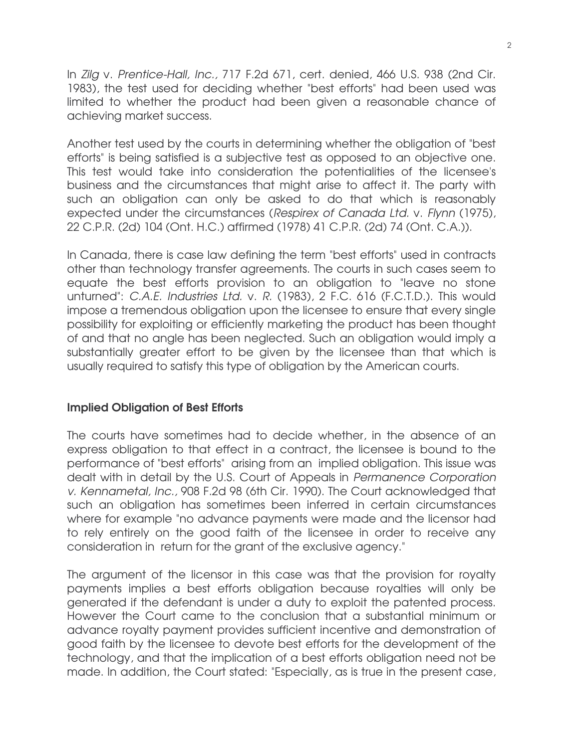In *Zilg* v. *Prentice-Hall, Inc.,* 717 F.2d 671, cert. denied, 466 U.S. 938 (2nd Cir. 1983), the test used for deciding whether "best efforts" had been used was limited to whether the product had been given a reasonable chance of achieving market success.

Another test used by the courts in determining whether the obligation of "best efforts" is being satisfied is a subjective test as opposed to an objective one. This test would take into consideration the potentialities of the licensee's business and the circumstances that might arise to affect it. The party with such an obligation can only be asked to do that which is reasonably expected under the circumstances (*Respirex of Canada Ltd.* v. *Flynn* (1975), 22 C.P.R. (2d) 104 (Ont. H.C.) affirmed (1978) 41 C.P.R. (2d) 74 (Ont. C.A.)).

In Canada, there is case law defining the term "best efforts" used in contracts other than technology transfer agreements. The courts in such cases seem to equate the best efforts provision to an obligation to "leave no stone unturned": *C.A.E. Industries Ltd.* v. *R.* (1983), 2 F.C. 616 (F.C.T.D.). This would impose a tremendous obligation upon the licensee to ensure that every single possibility for exploiting or efficiently marketing the product has been thought of and that no angle has been neglected. Such an obligation would imply a substantially greater effort to be given by the licensee than that which is usually required to satisfy this type of obligation by the American courts.

### Implied Obligation of Best Efforts

The courts have sometimes had to decide whether, in the absence of an express obligation to that effect in a contract, the licensee is bound to the performance of "best efforts" arising from an implied obligation. This issue was dealt with in detail by the U.S. Court of Appeals in *Permanence Corporation v. Kennametal, Inc.,* 908 F.2d 98 (6th Cir. 1990). The Court acknowledged that such an obligation has sometimes been inferred in certain circumstances where for example "no advance payments were made and the licensor had to rely entirely on the good faith of the licensee in order to receive any consideration in return for the grant of the exclusive agency."

The argument of the licensor in this case was that the provision for royalty payments implies a best efforts obligation because royalties will only be generated if the defendant is under a duty to exploit the patented process. However the Court came to the conclusion that a substantial minimum or advance royalty payment provides sufficient incentive and demonstration of good faith by the licensee to devote best efforts for the development of the technology, and that the implication of a best efforts obligation need not be made. In addition, the Court stated: "Especially, as is true in the present case,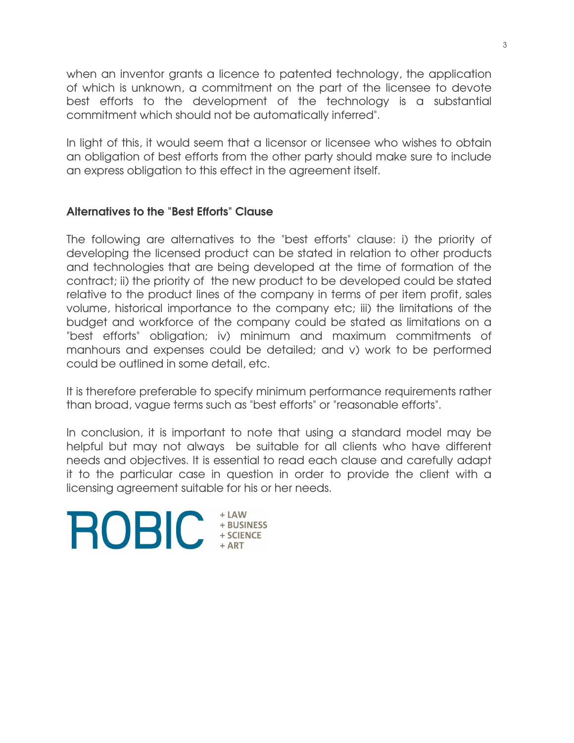when an inventor grants a licence to patented technology, the application of which is unknown, a commitment on the part of the licensee to devote best efforts to the development of the technology is a substantial commitment which should not be automatically inferred".

In light of this, it would seem that a licensor or licensee who wishes to obtain an obligation of best efforts from the other party should make sure to include an express obligation to this effect in the agreement itself.

## Alternatives to the "Best Efforts" Clause

The following are alternatives to the "best efforts" clause: i) the priority of developing the licensed product can be stated in relation to other products and technologies that are being developed at the time of formation of the contract; ii) the priority of the new product to be developed could be stated relative to the product lines of the company in terms of per item profit, sales volume, historical importance to the company etc; iii) the limitations of the budget and workforce of the company could be stated as limitations on a "best efforts" obligation; iv) minimum and maximum commitments of manhours and expenses could be detailed; and v) work to be performed could be outlined in some detail, etc.

It is therefore preferable to specify minimum performance requirements rather than broad, vague terms such as "best efforts" or "reasonable efforts".

In conclusion, it is important to note that using a standard model may be helpful but may not always be suitable for all clients who have different needs and objectives. It is essential to read each clause and carefully adapt it to the particular case in question in order to provide the client with a licensing agreement suitable for his or her needs.

ROBIC + LAW + BUSINESS + SCIENCE + ART